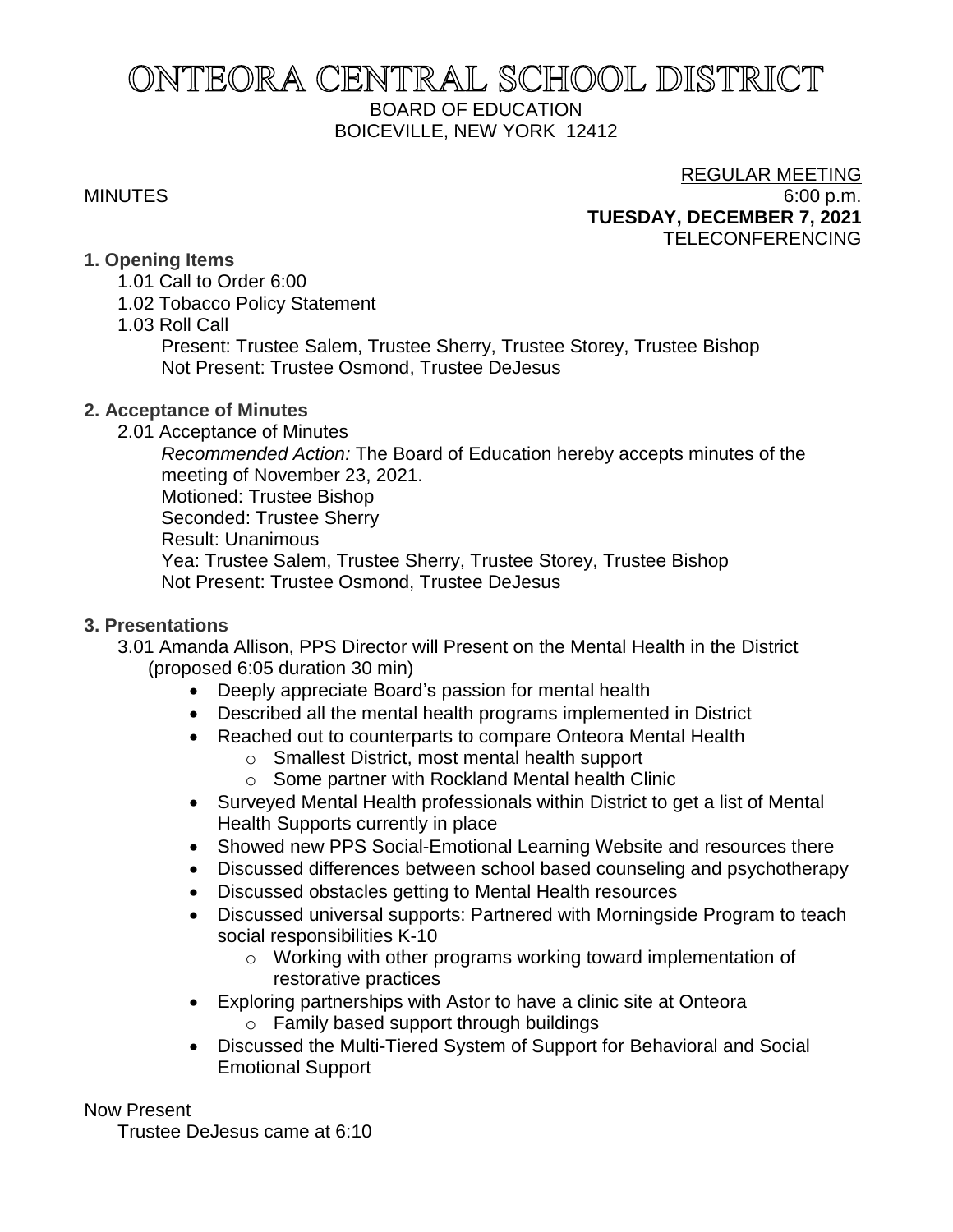# ONTEORA CENTRAL SCHOOL DISTRICT

BOARD OF EDUCATION
BOICEVILLE, NEW YORK 12412

REGULAR MEETING

MINUTES 6:00 p.m.

**TUESDAY, DECEMBER 7, 2021**

TELECONFERENCING

**1. Opening Items**

1.01 Call to Order 6:00

1.02 Tobacco Policy Statement

1.03 Roll Call

Present: Trustee Salem, Trustee Sherry, Trustee Storey, Trustee Bishop
Not Present: Trustee Osmond, Trustee DeJesus

**2. Acceptance of Minutes**

2.01 Acceptance of Minutes

*Recommended Action:* The Board of Education hereby accepts minutes of the meeting of November 23, 2021.
Motioned: Trustee Bishop
Seconded: Trustee Sherry
Result: Unanimous
Yea: Trustee Salem, Trustee Sherry, Trustee Storey, Trustee Bishop
Not Present: Trustee Osmond, Trustee DeJesus

**3. Presentations**

3.01 Amanda Allison, PPS Director will Present on the Mental Health in the District (proposed 6:05 duration 30 min)

- Deeply appreciate Board's passion for mental health
- Described all the mental health programs implemented in District
- Reached out to counterparts to compare Onteora Mental Health
  - Smallest District, most mental health support
  - Some partner with Rockland Mental health Clinic
- Surveyed Mental Health professionals within District to get a list of Mental Health Supports currently in place
- Showed new PPS Social-Emotional Learning Website and resources there
- Discussed differences between school based counseling and psychotherapy
- Discussed obstacles getting to Mental Health resources
- Discussed universal supports: Partnered with Morningside Program to teach social responsibilities K-10
  - Working with other programs working toward implementation of restorative practices
- Exploring partnerships with Astor to have a clinic site at Onteora
  - Family based support through buildings
- Discussed the Multi-Tiered System of Support for Behavioral and Social Emotional Support

Now Present

Trustee DeJesus came at 6:10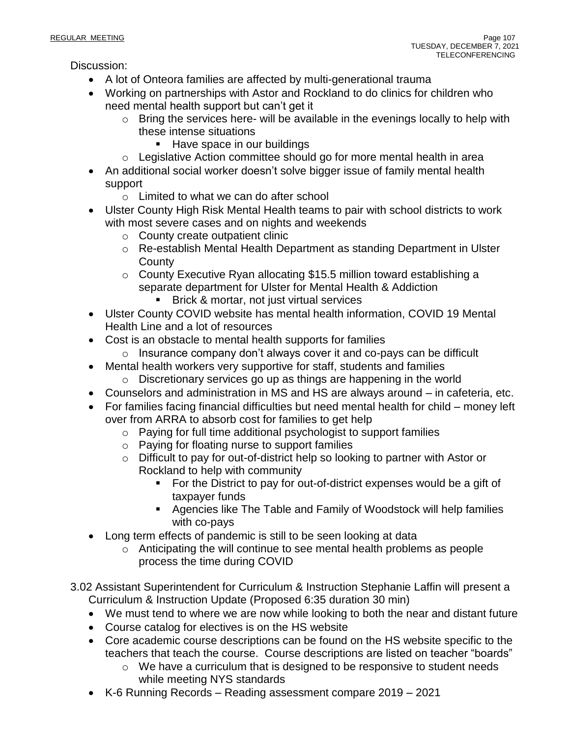Discussion:

- A lot of Onteora families are affected by multi-generational trauma
- Working on partnerships with Astor and Rockland to do clinics for children who need mental health support but can't get it
  - Bring the services here- will be available in the evenings locally to help with these intense situations
    - Have space in our buildings
  - Legislative Action committee should go for more mental health in area
- An additional social worker doesn't solve bigger issue of family mental health support
  - Limited to what we can do after school
- Ulster County High Risk Mental Health teams to pair with school districts to work with most severe cases and on nights and weekends
  - County create outpatient clinic
  - Re-establish Mental Health Department as standing Department in Ulster County
  - County Executive Ryan allocating $15.5 million toward establishing a separate department for Ulster for Mental Health & Addiction
    - Brick & mortar, not just virtual services
- Ulster County COVID website has mental health information, COVID 19 Mental Health Line and a lot of resources
- Cost is an obstacle to mental health supports for families
  - Insurance company don't always cover it and co-pays can be difficult
- Mental health workers very supportive for staff, students and families
  - Discretionary services go up as things are happening in the world
- Counselors and administration in MS and HS are always around – in cafeteria, etc.
- For families facing financial difficulties but need mental health for child – money left over from ARRA to absorb cost for families to get help
  - Paying for full time additional psychologist to support families
  - Paying for floating nurse to support families
  - Difficult to pay for out-of-district help so looking to partner with Astor or Rockland to help with community
    - For the District to pay for out-of-district expenses would be a gift of taxpayer funds
    - Agencies like The Table and Family of Woodstock will help families with co-pays
- Long term effects of pandemic is still to be seen looking at data
  - Anticipating the will continue to see mental health problems as people process the time during COVID

3.02 Assistant Superintendent for Curriculum & Instruction Stephanie Laffin will present a Curriculum & Instruction Update (Proposed 6:35 duration 30 min)

- We must tend to where we are now while looking to both the near and distant future
- Course catalog for electives is on the HS website
- Core academic course descriptions can be found on the HS website specific to the teachers that teach the course. Course descriptions are listed on teacher "boards"
  - We have a curriculum that is designed to be responsive to student needs while meeting NYS standards
- K-6 Running Records – Reading assessment compare 2019 – 2021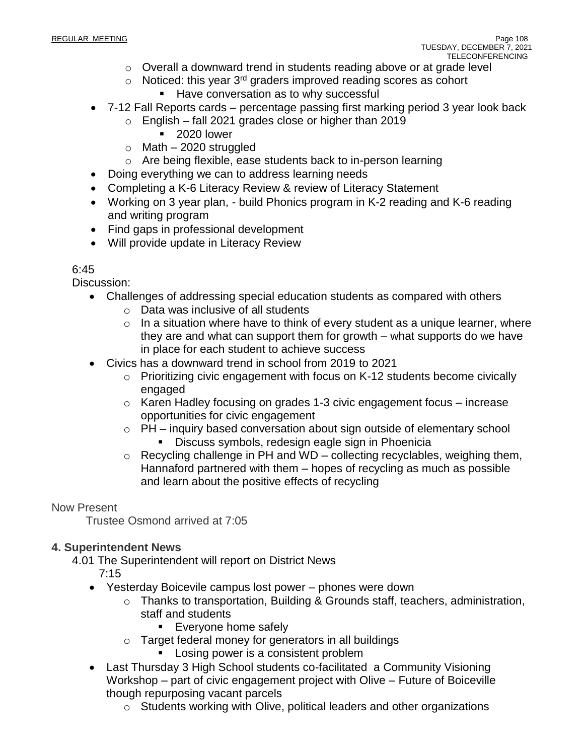- Overall a downward trend in students reading above or at grade level
    - Noticed: this year 3rd graders improved reading scores as cohort
        - Have conversation as to why successful
- 7-12 Fall Reports cards – percentage passing first marking period 3 year look back
    - English – fall 2021 grades close or higher than 2019
        - 2020 lower
    - Math – 2020 struggled
    - Are being flexible, ease students back to in-person learning
- Doing everything we can to address learning needs
- Completing a K-6 Literacy Review & review of Literacy Statement
- Working on 3 year plan, - build Phonics program in K-2 reading and K-6 reading and writing program
- Find gaps in professional development
- Will provide update in Literacy Review

6:45
Discussion:

- Challenges of addressing special education students as compared with others
    - Data was inclusive of all students
    - In a situation where have to think of every student as a unique learner, where they are and what can support them for growth – what supports do we have in place for each student to achieve success
- Civics has a downward trend in school from 2019 to 2021
    - Prioritizing civic engagement with focus on K-12 students become civically engaged
    - Karen Hadley focusing on grades 1-3 civic engagement focus – increase opportunities for civic engagement
    - PH – inquiry based conversation about sign outside of elementary school
        - Discuss symbols, redesign eagle sign in Phoenicia
    - Recycling challenge in PH and WD – collecting recyclables, weighing them, Hannaford partnered with them – hopes of recycling as much as possible and learn about the positive effects of recycling

Now Present
Trustee Osmond arrived at 7:05

**4. Superintendent News**

4.01 The Superintendent will report on District News
7:15

- Yesterday Boicevile campus lost power – phones were down
    - Thanks to transportation, Building & Grounds staff, teachers, administration, staff and students
        - Everyone home safely
    - Target federal money for generators in all buildings
        - Losing power is a consistent problem
- Last Thursday 3 High School students co-facilitated a Community Visioning Workshop – part of civic engagement project with Olive – Future of Boiceville though repurposing vacant parcels
    - Students working with Olive, political leaders and other organizations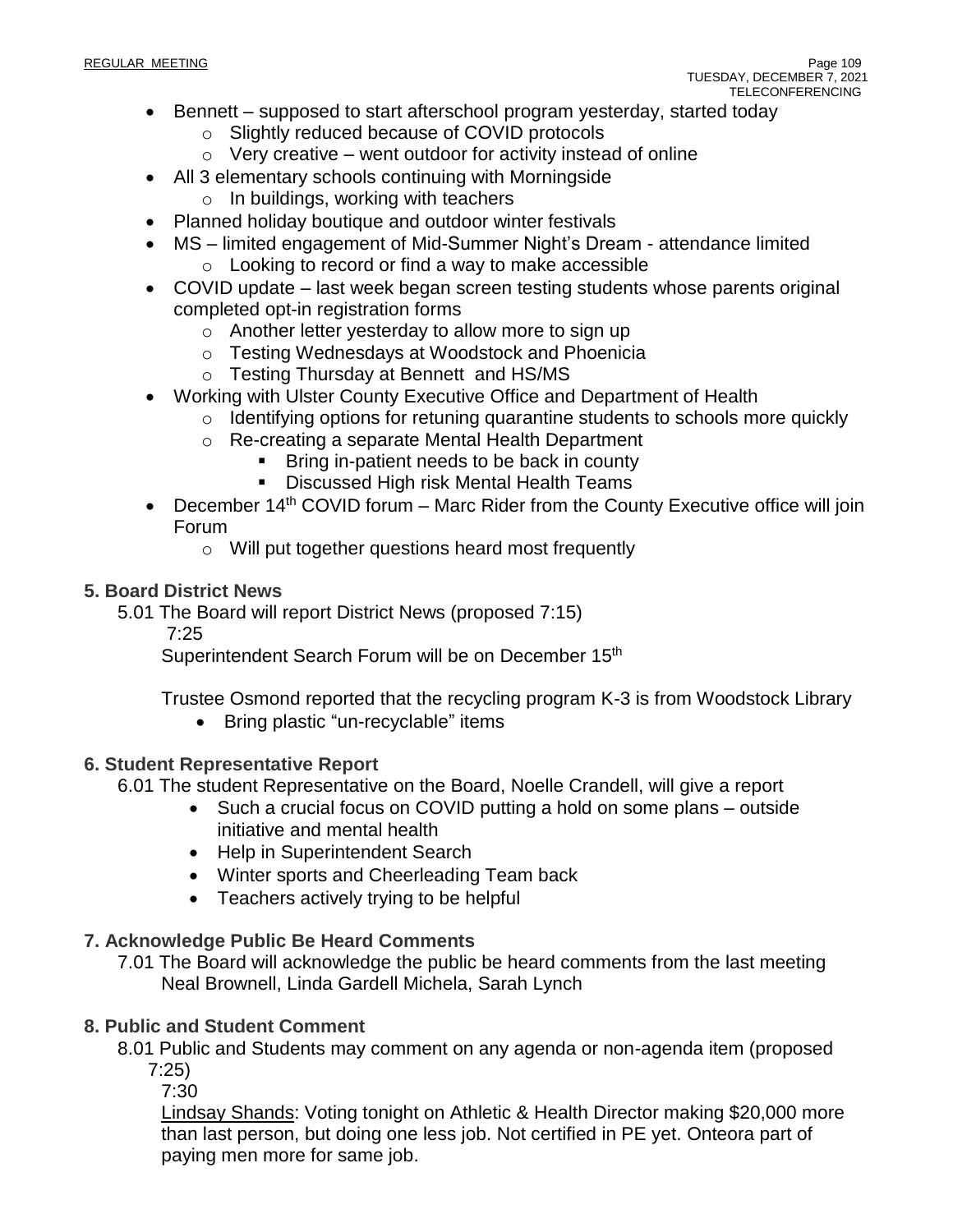- Bennett – supposed to start afterschool program yesterday, started today
  - Slightly reduced because of COVID protocols
  - Very creative – went outdoor for activity instead of online
- All 3 elementary schools continuing with Morningside
  - In buildings, working with teachers
- Planned holiday boutique and outdoor winter festivals
- MS – limited engagement of Mid-Summer Night's Dream - attendance limited
  - Looking to record or find a way to make accessible
- COVID update – last week began screen testing students whose parents original completed opt-in registration forms
  - Another letter yesterday to allow more to sign up
  - Testing Wednesdays at Woodstock and Phoenicia
  - Testing Thursday at Bennett and HS/MS
- Working with Ulster County Executive Office and Department of Health
  - Identifying options for retuning quarantine students to schools more quickly
  - Re-creating a separate Mental Health Department
    - Bring in-patient needs to be back in county
    - Discussed High risk Mental Health Teams
- December 14th COVID forum – Marc Rider from the County Executive office will join Forum
  - Will put together questions heard most frequently

## 5. Board District News

5.01 The Board will report District News (proposed 7:15)

7:25

Superintendent Search Forum will be on December 15th

Trustee Osmond reported that the recycling program K-3 is from Woodstock Library

- Bring plastic "un-recyclable" items

## 6. Student Representative Report

6.01 The student Representative on the Board, Noelle Crandell, will give a report

- Such a crucial focus on COVID putting a hold on some plans – outside initiative and mental health
- Help in Superintendent Search
- Winter sports and Cheerleading Team back
- Teachers actively trying to be helpful

## 7. Acknowledge Public Be Heard Comments

7.01 The Board will acknowledge the public be heard comments from the last meeting
Neal Brownell, Linda Gardell Michela, Sarah Lynch

## 8. Public and Student Comment

8.01 Public and Students may comment on any agenda or non-agenda item (proposed 7:25)

7:30

Lindsay Shands: Voting tonight on Athletic & Health Director making $20,000 more than last person, but doing one less job. Not certified in PE yet. Onteora part of paying men more for same job.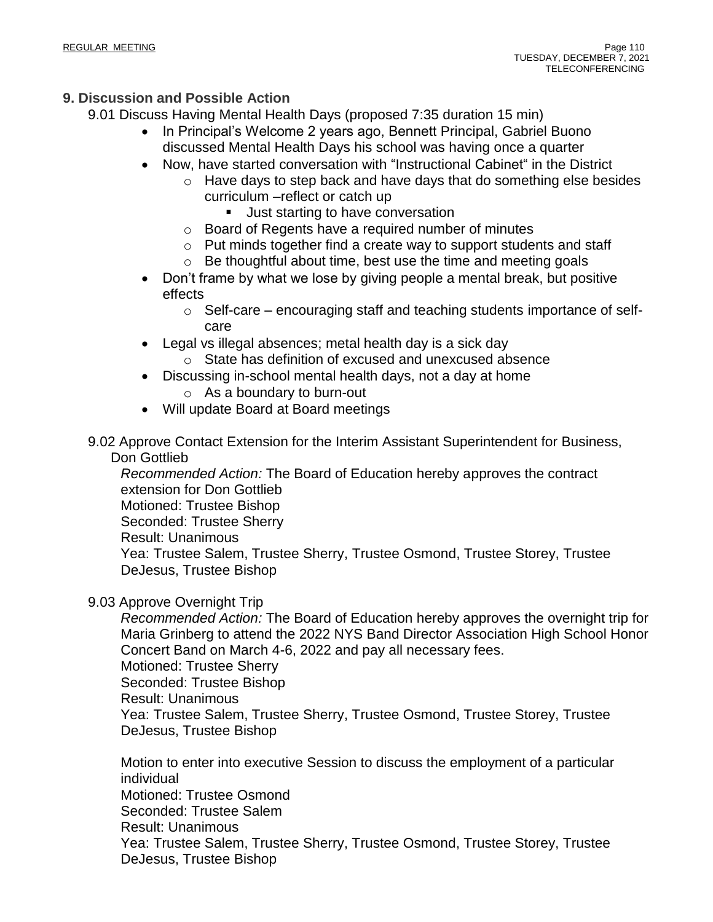## 9. Discussion and Possible Action

9.01 Discuss Having Mental Health Days (proposed 7:35 duration 15 min)

- In Principal's Welcome 2 years ago, Bennett Principal, Gabriel Buono discussed Mental Health Days his school was having once a quarter
- Now, have started conversation with "Instructional Cabinet" in the District
  - Have days to step back and have days that do something else besides curriculum –reflect or catch up
    - Just starting to have conversation
  - Board of Regents have a required number of minutes
  - Put minds together find a create way to support students and staff
  - Be thoughtful about time, best use the time and meeting goals
- Don't frame by what we lose by giving people a mental break, but positive effects
  - Self-care – encouraging staff and teaching students importance of self-care
- Legal vs illegal absences; metal health day is a sick day
  - State has definition of excused and unexcused absence
- Discussing in-school mental health days, not a day at home
  - As a boundary to burn-out
- Will update Board at Board meetings

9.02 Approve Contact Extension for the Interim Assistant Superintendent for Business, Don Gottlieb

*Recommended Action:* The Board of Education hereby approves the contract extension for Don Gottlieb
Motioned: Trustee Bishop
Seconded: Trustee Sherry
Result: Unanimous
Yea: Trustee Salem, Trustee Sherry, Trustee Osmond, Trustee Storey, Trustee DeJesus, Trustee Bishop

9.03 Approve Overnight Trip

*Recommended Action:* The Board of Education hereby approves the overnight trip for Maria Grinberg to attend the 2022 NYS Band Director Association High School Honor Concert Band on March 4-6, 2022 and pay all necessary fees.
Motioned: Trustee Sherry
Seconded: Trustee Bishop
Result: Unanimous
Yea: Trustee Salem, Trustee Sherry, Trustee Osmond, Trustee Storey, Trustee DeJesus, Trustee Bishop

Motion to enter into executive Session to discuss the employment of a particular individual
Motioned: Trustee Osmond
Seconded: Trustee Salem
Result: Unanimous
Yea: Trustee Salem, Trustee Sherry, Trustee Osmond, Trustee Storey, Trustee DeJesus, Trustee Bishop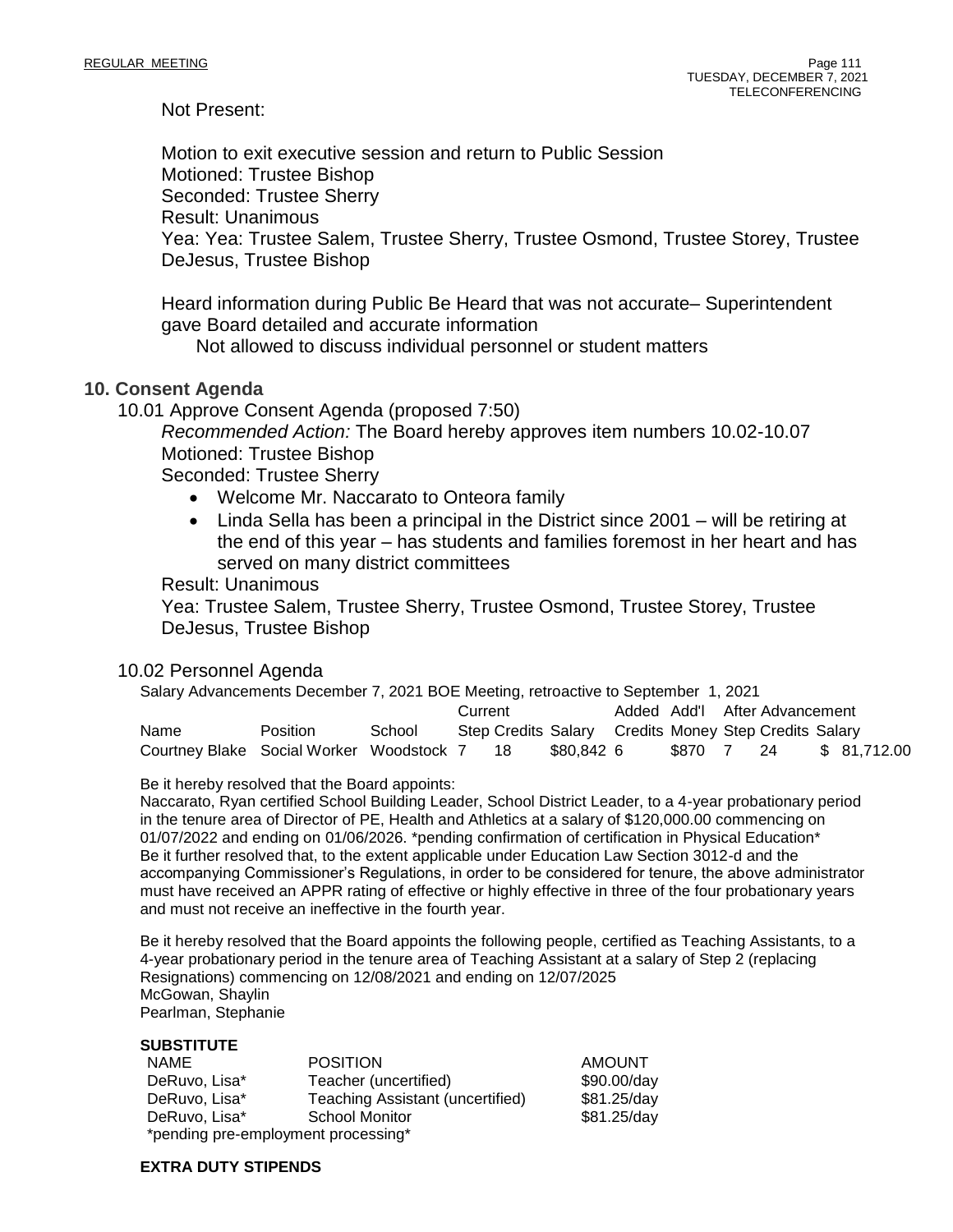Not Present:

Motion to exit executive session and return to Public Session
Motioned: Trustee Bishop
Seconded: Trustee Sherry
Result: Unanimous
Yea: Yea: Trustee Salem, Trustee Sherry, Trustee Osmond, Trustee Storey, Trustee DeJesus, Trustee Bishop

Heard information during Public Be Heard that was not accurate– Superintendent gave Board detailed and accurate information
Not allowed to discuss individual personnel or student matters

## 10. Consent Agenda

10.01 Approve Consent Agenda (proposed 7:50)

*Recommended Action:* The Board hereby approves item numbers 10.02-10.07
Motioned: Trustee Bishop
Seconded: Trustee Sherry

- Welcome Mr. Naccarato to Onteora family
- Linda Sella has been a principal in the District since 2001 – will be retiring at the end of this year – has students and families foremost in her heart and has served on many district committees

Result: Unanimous
Yea: Trustee Salem, Trustee Sherry, Trustee Osmond, Trustee Storey, Trustee DeJesus, Trustee Bishop

10.02 Personnel Agenda

Salary Advancements December 7, 2021 BOE Meeting, retroactive to September 1, 2021

| | | | Current | | | Added | Add'l | After Advancement | | |
|---|---|---|---|---|---|---|---|---|---|---|
| Name | Position | School | Step | Credits | Salary | Credits | Money | Step | Credits | Salary |
| Courtney Blake | Social Worker | Woodstock | 7 | 18 | $80,842 | 6 | $870 | 7 | 24 | $ 81,712.00 |

Be it hereby resolved that the Board appoints:
Naccarato, Ryan certified School Building Leader, School District Leader, to a 4-year probationary period in the tenure area of Director of PE, Health and Athletics at a salary of $120,000.00 commencing on 01/07/2022 and ending on 01/06/2026. *pending confirmation of certification in Physical Education*
Be it further resolved that, to the extent applicable under Education Law Section 3012-d and the accompanying Commissioner's Regulations, in order to be considered for tenure, the above administrator must have received an APPR rating of effective or highly effective in three of the four probationary years and must not receive an ineffective in the fourth year.

Be it hereby resolved that the Board appoints the following people, certified as Teaching Assistants, to a 4-year probationary period in the tenure area of Teaching Assistant at a salary of Step 2 (replacing Resignations) commencing on 12/08/2021 and ending on 12/07/2025
McGowan, Shaylin
Pearlman, Stephanie

**SUBSTITUTE**

| NAME | POSITION | AMOUNT |
|---|---|---|
| DeRuvo, Lisa* | Teacher (uncertified) | $90.00/day |
| DeRuvo, Lisa* | Teaching Assistant (uncertified) | $81.25/day |
| DeRuvo, Lisa* | School Monitor | $81.25/day |

*pending pre-employment processing*

**EXTRA DUTY STIPENDS**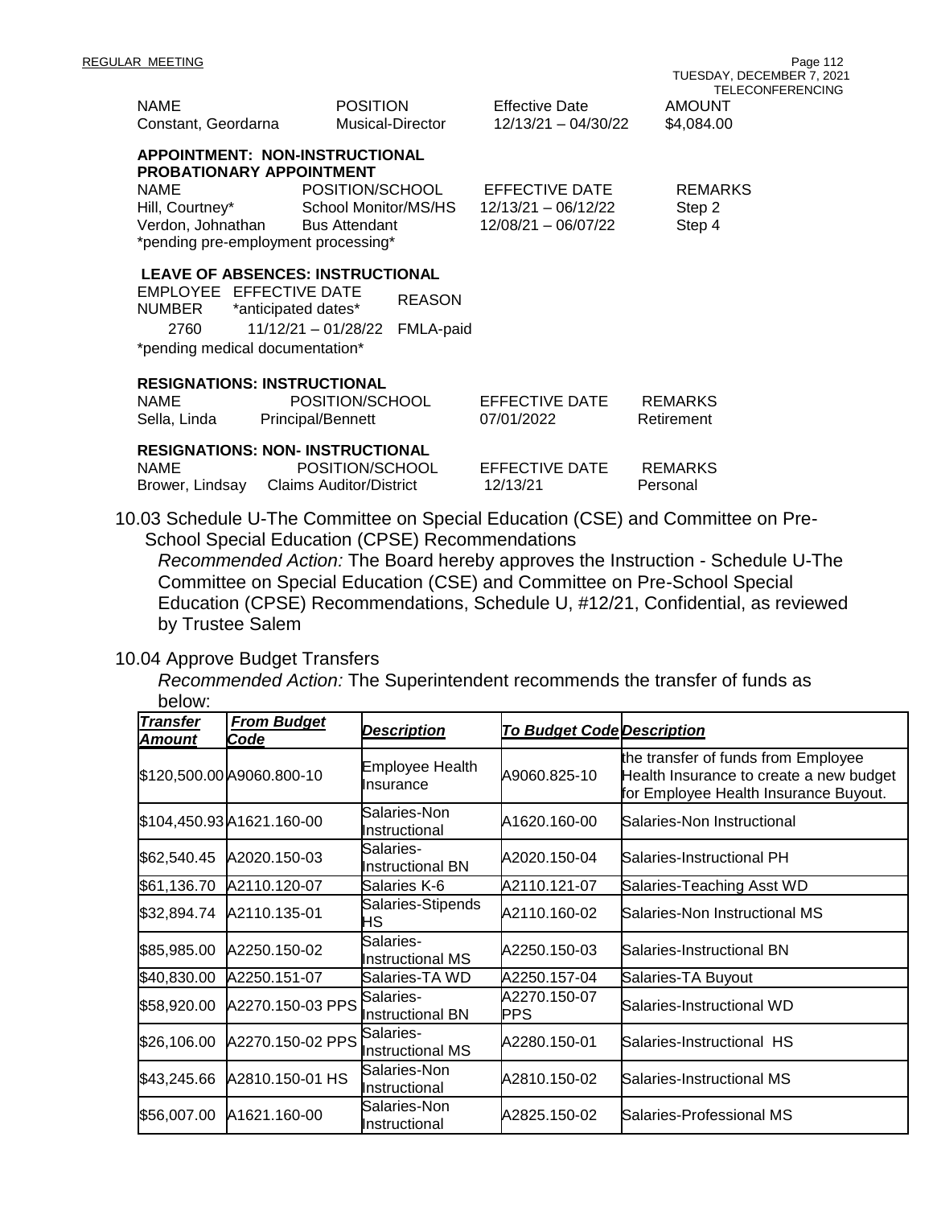| NAME | POSITION | Effective Date | AMOUNT |
|---|---|---|---|
| Constant, Geordarna | Musical-Director | 12/13/21 – 04/30/22 | $4,084.00 |

**APPOINTMENT: NON-INSTRUCTIONAL**
**PROBATIONARY APPOINTMENT**

| NAME | POSITION/SCHOOL | EFFECTIVE DATE | REMARKS |
|---|---|---|---|
| Hill, Courtney* | School Monitor/MS/HS | 12/13/21 – 06/12/22 | Step 2 |
| Verdon, Johnathan | Bus Attendant | 12/08/21 – 06/07/22 | Step 4 |

*pending pre-employment processing*

**LEAVE OF ABSENCES: INSTRUCTIONAL**

| EMPLOYEE NUMBER | EFFECTIVE DATE *anticipated dates* | REASON |
|---|---|---|
| 2760 | 11/12/21 – 01/28/22 | FMLA-paid |

*pending medical documentation*

**RESIGNATIONS: INSTRUCTIONAL**

| NAME | POSITION/SCHOOL | EFFECTIVE DATE | REMARKS |
|---|---|---|---|
| Sella, Linda | Principal/Bennett | 07/01/2022 | Retirement |

**RESIGNATIONS: NON- INSTRUCTIONAL**

| NAME | POSITION/SCHOOL | EFFECTIVE DATE | REMARKS |
|---|---|---|---|
| Brower, Lindsay | Claims Auditor/District | 12/13/21 | Personal |

10.03 Schedule U-The Committee on Special Education (CSE) and Committee on Pre-School Special Education (CPSE) Recommendations

*Recommended Action:* The Board hereby approves the Instruction - Schedule U-The Committee on Special Education (CSE) and Committee on Pre-School Special Education (CPSE) Recommendations, Schedule U, #12/21, Confidential, as reviewed by Trustee Salem

10.04 Approve Budget Transfers

*Recommended Action:* The Superintendent recommends the transfer of funds as below:

| *Transfer Amount* | *From Budget Code* | *Description* | *To Budget Code* | *Description* |
|---|---|---|---|---|
| $120,500.00 | A9060.800-10 | Employee Health Insurance | A9060.825-10 | the transfer of funds from Employee Health Insurance to create a new budget for Employee Health Insurance Buyout. |
| $104,450.93 | A1621.160-00 | Salaries-Non Instructional | A1620.160-00 | Salaries-Non Instructional |
| $62,540.45 | A2020.150-03 | Salaries-Instructional BN | A2020.150-04 | Salaries-Instructional PH |
| $61,136.70 | A2110.120-07 | Salaries K-6 | A2110.121-07 | Salaries-Teaching Asst WD |
| $32,894.74 | A2110.135-01 | Salaries-Stipends HS | A2110.160-02 | Salaries-Non Instructional MS |
| $85,985.00 | A2250.150-02 | Salaries-Instructional MS | A2250.150-03 | Salaries-Instructional BN |
| $40,830.00 | A2250.151-07 | Salaries-TA WD | A2250.157-04 | Salaries-TA Buyout |
| $58,920.00 | A2270.150-03 PPS | Salaries-Instructional BN | A2270.150-07 PPS | Salaries-Instructional WD |
| $26,106.00 | A2270.150-02 PPS | Salaries-Instructional MS | A2280.150-01 | Salaries-Instructional HS |
| $43,245.66 | A2810.150-01 HS | Salaries-Non Instructional | A2810.150-02 | Salaries-Instructional MS |
| $56,007.00 | A1621.160-00 | Salaries-Non Instructional | A2825.150-02 | Salaries-Professional MS |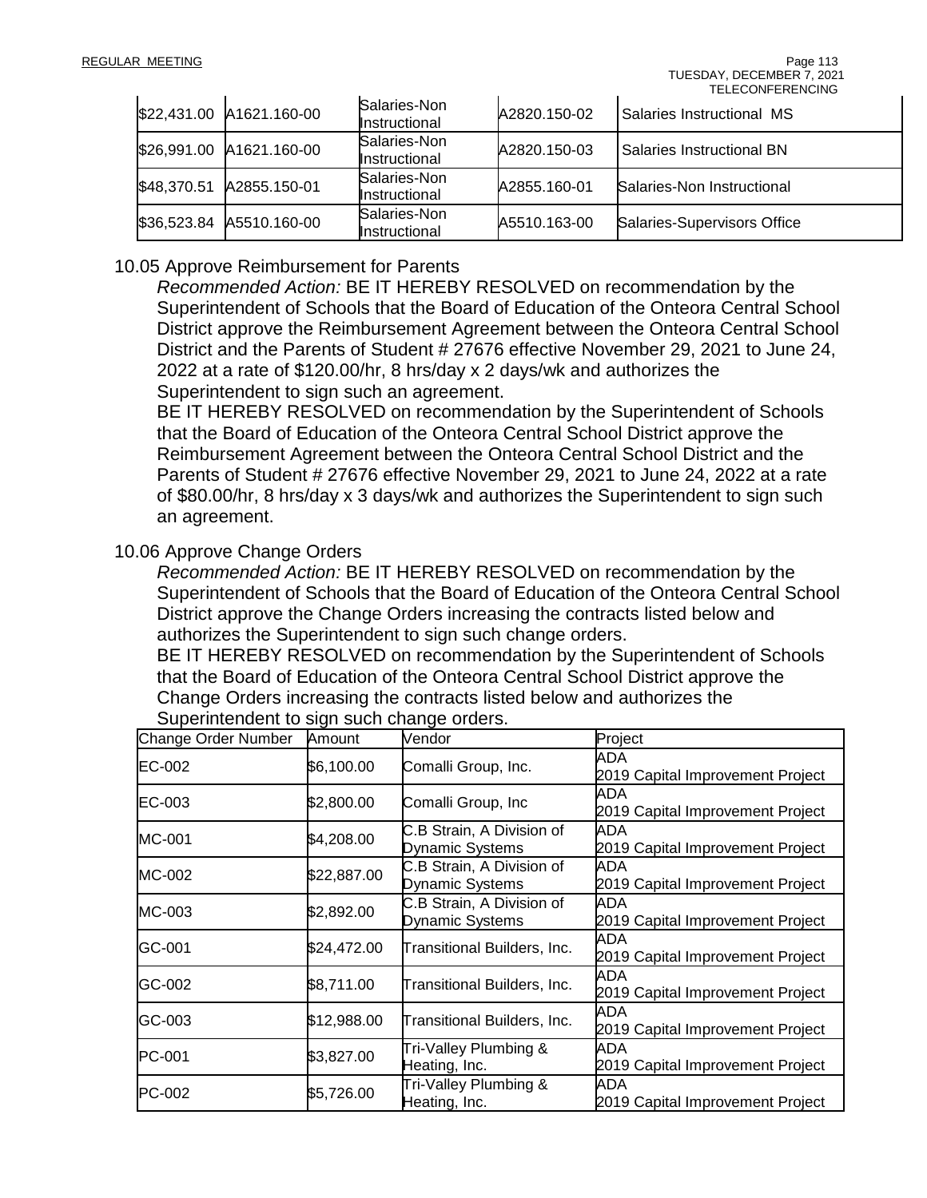| $22,431.00 | A1621.160-00 | Salaries-Non Instructional | A2820.150-02 | Salaries Instructional MS |
|---|---|---|---|---|
| $26,991.00 | A1621.160-00 | Salaries-Non Instructional | A2820.150-03 | Salaries Instructional BN |
| $48,370.51 | A2855.150-01 | Salaries-Non Instructional | A2855.160-01 | Salaries-Non Instructional |
| $36,523.84 | A5510.160-00 | Salaries-Non Instructional | A5510.163-00 | Salaries-Supervisors Office |

10.05 Approve Reimbursement for Parents

*Recommended Action:* BE IT HEREBY RESOLVED on recommendation by the Superintendent of Schools that the Board of Education of the Onteora Central School District approve the Reimbursement Agreement between the Onteora Central School District and the Parents of Student # 27676 effective November 29, 2021 to June 24, 2022 at a rate of $120.00/hr, 8 hrs/day x 2 days/wk and authorizes the Superintendent to sign such an agreement.

BE IT HEREBY RESOLVED on recommendation by the Superintendent of Schools that the Board of Education of the Onteora Central School District approve the Reimbursement Agreement between the Onteora Central School District and the Parents of Student # 27676 effective November 29, 2021 to June 24, 2022 at a rate of $80.00/hr, 8 hrs/day x 3 days/wk and authorizes the Superintendent to sign such an agreement.

10.06 Approve Change Orders

*Recommended Action:* BE IT HEREBY RESOLVED on recommendation by the Superintendent of Schools that the Board of Education of the Onteora Central School District approve the Change Orders increasing the contracts listed below and authorizes the Superintendent to sign such change orders.

BE IT HEREBY RESOLVED on recommendation by the Superintendent of Schools that the Board of Education of the Onteora Central School District approve the Change Orders increasing the contracts listed below and authorizes the Superintendent to sign such change orders.

| Change Order Number | Amount | Vendor | Project |
|---|---|---|---|
| EC-002 | $6,100.00 | Comalli Group, Inc. | ADA 2019 Capital Improvement Project |
| EC-003 | $2,800.00 | Comalli Group, Inc | ADA 2019 Capital Improvement Project |
| MC-001 | $4,208.00 | C.B Strain, A Division of Dynamic Systems | ADA 2019 Capital Improvement Project |
| MC-002 | $22,887.00 | C.B Strain, A Division of Dynamic Systems | ADA 2019 Capital Improvement Project |
| MC-003 | $2,892.00 | C.B Strain, A Division of Dynamic Systems | ADA 2019 Capital Improvement Project |
| GC-001 | $24,472.00 | Transitional Builders, Inc. | ADA 2019 Capital Improvement Project |
| GC-002 | $8,711.00 | Transitional Builders, Inc. | ADA 2019 Capital Improvement Project |
| GC-003 | $12,988.00 | Transitional Builders, Inc. | ADA 2019 Capital Improvement Project |
| PC-001 | $3,827.00 | Tri-Valley Plumbing & Heating, Inc. | ADA 2019 Capital Improvement Project |
| PC-002 | $5,726.00 | Tri-Valley Plumbing & Heating, Inc. | ADA 2019 Capital Improvement Project |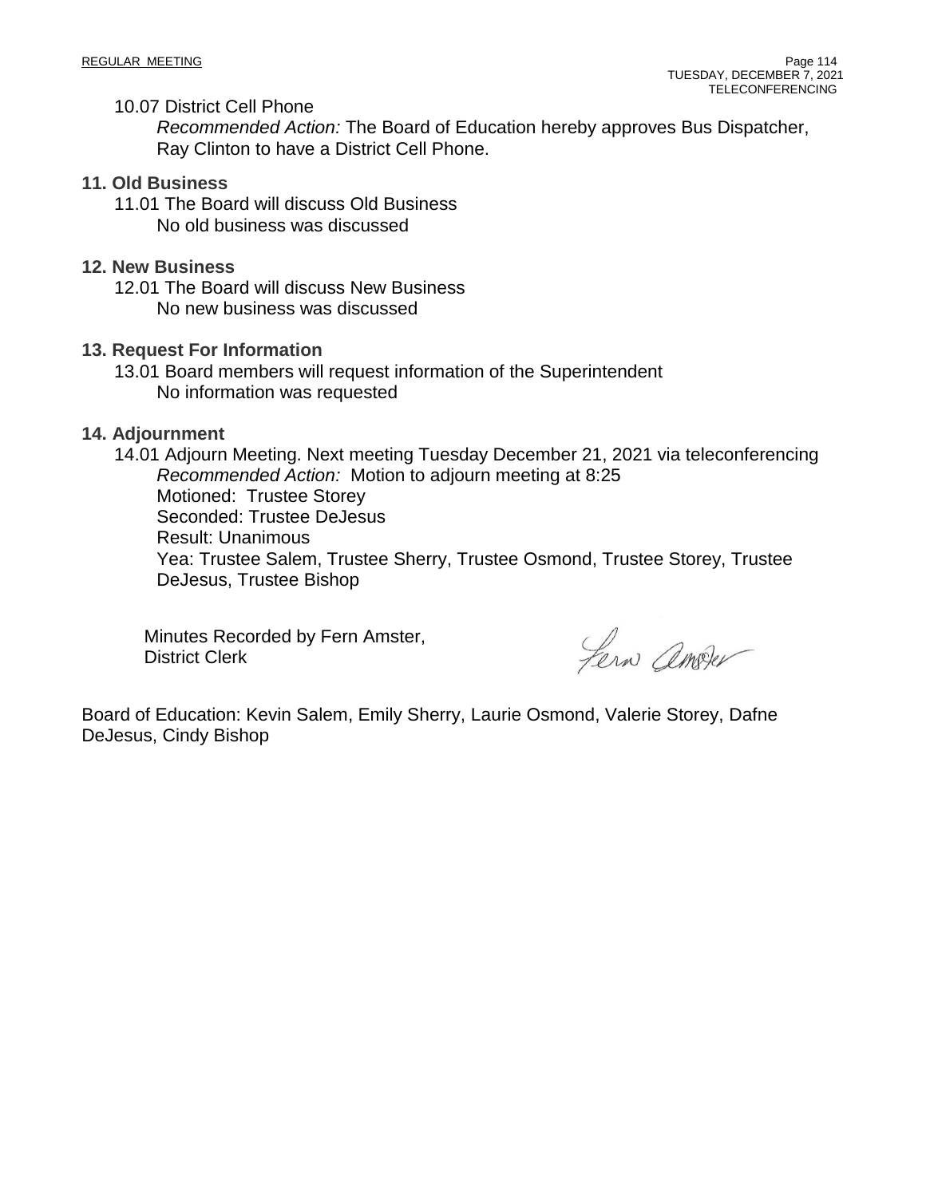10.07 District Cell Phone

*Recommended Action:* The Board of Education hereby approves Bus Dispatcher, Ray Clinton to have a District Cell Phone.

**11. Old Business**

11.01 The Board will discuss Old Business

No old business was discussed

**12. New Business**

12.01 The Board will discuss New Business

No new business was discussed

**13. Request For Information**

13.01 Board members will request information of the Superintendent

No information was requested

**14. Adjournment**

14.01 Adjourn Meeting. Next meeting Tuesday December 21, 2021 via teleconferencing

*Recommended Action:* Motion to adjourn meeting at 8:25

Motioned: Trustee Storey

Seconded: Trustee DeJesus

Result: Unanimous

Yea: Trustee Salem, Trustee Sherry, Trustee Osmond, Trustee Storey, Trustee DeJesus, Trustee Bishop

Minutes Recorded by Fern Amster,
District Clerk

Fern Amster

Board of Education: Kevin Salem, Emily Sherry, Laurie Osmond, Valerie Storey, Dafne DeJesus, Cindy Bishop